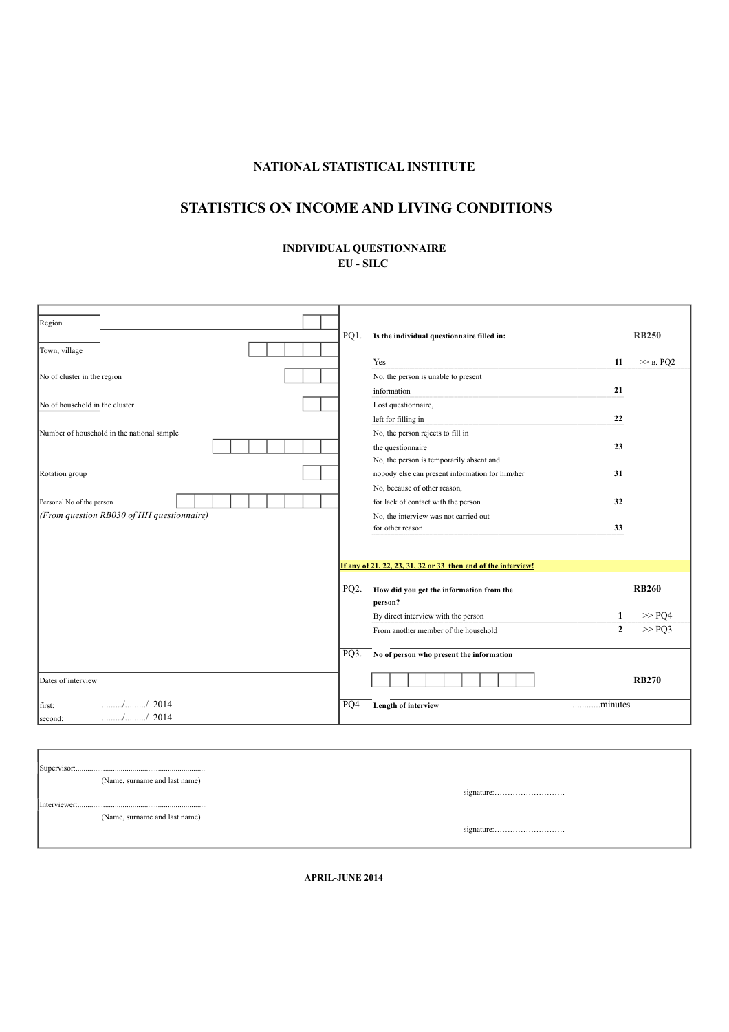**NATIONAL STATISTICAL INSTITUTE**

# STATISTICS ON INCOME AND LIVING CONDITIONS

**INDIVIDUAL QUESTIONNAIRE**
**EU - SILC**

Region

Town, village

No of cluster in the region

No of household in the cluster

Number of household in the national sample

Rotation group

Personal No of the person
*(From question RB030 of HH questionnaire)*

Dates of interview

first: ........./........./ 2014
second: ........./........./ 2014

PQ1. **Is the individual questionnaire filled in:** **RB250**

| | | |
|---|---|---|
| Yes | **11** | >> в. PQ2 |
| No, the person is unable to present information | **21** | |
| Lost questionnaire, left for filling in | **22** | |
| No, the person rejects to fill in the questionnaire | **23** | |
| No, the person is temporarily absent and nobody else can present information for him/her | **31** | |
| No, because of other reason, for lack of contact with the person | **32** | |
| No, the interview was not carried out for other reason | **33** | |

**If any of 21, 22, 23, 31, 32 or 33 then end of the interview!**

PQ2. **How did you get the information from the person?** **RB260**

| | | |
|---|---|---|
| By direct interview with the person | **1** | >> PQ4 |
| From another member of the household | **2** | >> PQ3 |

PQ3. **No of person who present the information** **RB270**

PQ4 **Length of interview** ............minutes

Supervisor:..................................................................
(Name, surname and last name)
signature:………………………

Interviewer:..................................................................
(Name, surname and last name)
signature:………………………

**APRIL-JUNE 2014**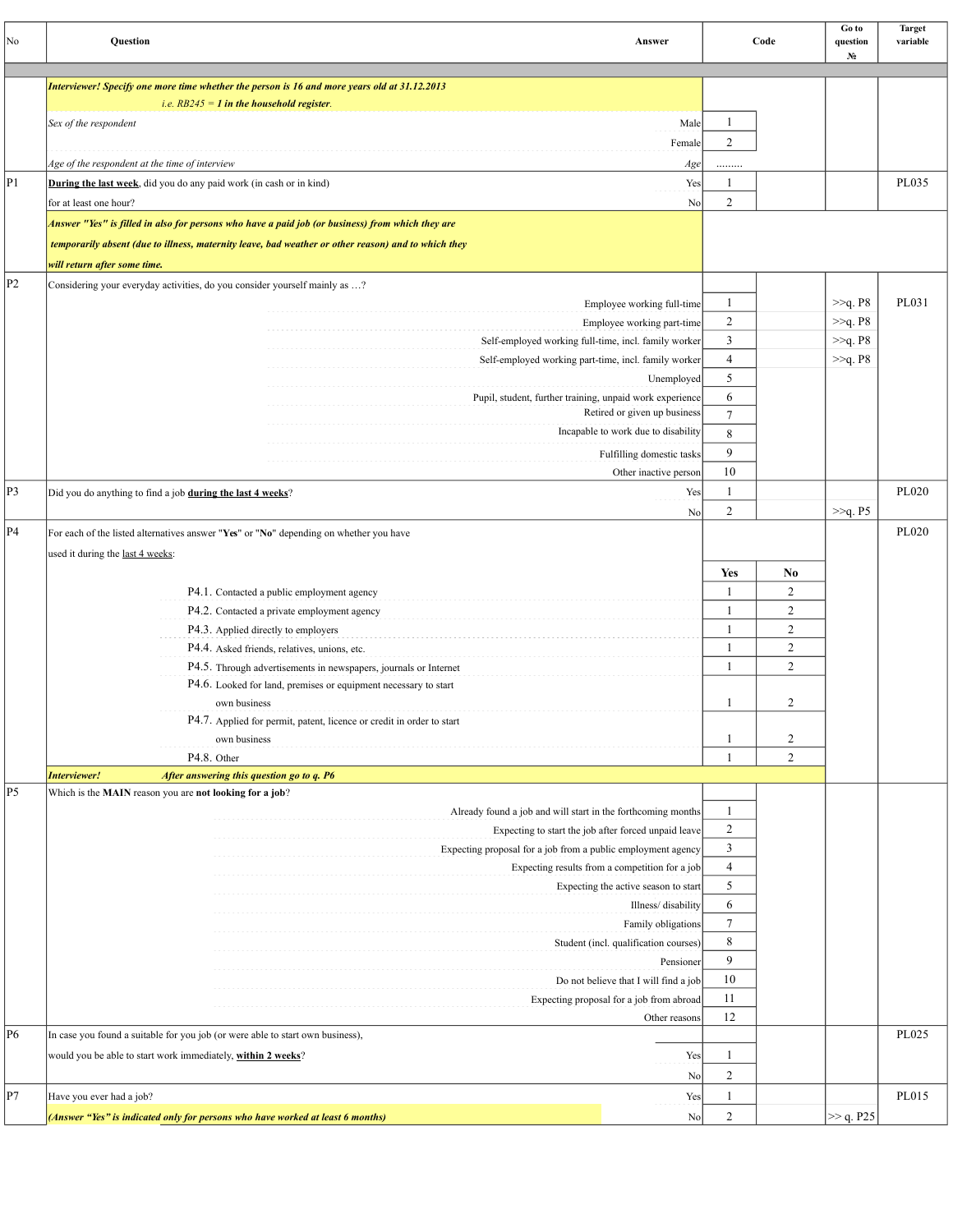| No | Question | Answer | Code | | Go to question № | Target variable |
|---|---|---|---|---|---|---|
| | | | | | | |
| | *Interviewer! Specify one more time whether the person is 16 and more years old at 31.12.2013 i.e. RB245 = 1 in the household register.* | | | | | |
| | *Sex of the respondent* | Male | 1 | | | |
| | | Female | 2 | | | |
| | *Age of the respondent at the time of interview* | *Age* | ......... | | | |
| P1 | **During the last week**, did you do any paid work (in cash or in kind) | Yes | 1 | | | PL035 |
| | for at least one hour? | No | 2 | | | |
| | ***Answer "Yes" is filled in also for persons who have a paid job (or business) from which they are temporarily absent (due to illness, maternity leave, bad weather or other reason) and to which they will return after some time.*** | | | | | |
| P2 | Considering your everyday activities, do you consider yourself mainly as …? | | | | | PL031 |
| | | Employee working full-time | 1 | | >>q. P8 | |
| | | Employee working part-time | 2 | | >>q. P8 | |
| | | Self-employed working full-time, incl. family worker | 3 | | >>q. P8 | |
| | | Self-employed working part-time, incl. family worker | 4 | | >>q. P8 | |
| | | Unemployed | 5 | | | |
| | | Pupil, student, further training, unpaid work experience | 6 | | | |
| | | Retired or given up business | 7 | | | |
| | | Incapable to work due to disability | 8 | | | |
| | | Fulfilling domestic tasks | 9 | | | |
| | | Other inactive person | 10 | | | |
| P3 | Did you do anything to find a job **during the last 4 weeks**? | Yes | 1 | | | PL020 |
| | | No | 2 | | >>q. P5 | |
| P4 | For each of the listed alternatives answer "**Yes**" or "**No**" depending on whether you have used it during the last 4 weeks: | | | | | PL020 |
| | | | **Yes** | **No** | | |
| | P4.1. Contacted a public employment agency | | 1 | 2 | | |
| | P4.2. Contacted a private employment agency | | 1 | 2 | | |
| | P4.3. Applied directly to employers | | 1 | 2 | | |
| | P4.4. Asked friends, relatives, unions, etc. | | 1 | 2 | | |
| | P4.5. Through advertisements in newspapers, journals or Internet | | 1 | 2 | | |
| | P4.6. Looked for land, premises or equipment necessary to start own business | | 1 | 2 | | |
| | P4.7. Applied for permit, patent, licence or credit in order to start own business | | 1 | 2 | | |
| | P4.8. Other | | 1 | 2 | | |
| | ***Interviewer! After answering this question go to q. P6*** | | | | | |
| P5 | Which is the **MAIN** reason you are **not looking for a job**? | | | | | |
| | | Already found a job and will start in the forthcoming months | 1 | | | |
| | | Expecting to start the job after forced unpaid leave | 2 | | | |
| | | Expecting proposal for a job from a public employment agency | 3 | | | |
| | | Expecting results from a competition for a job | 4 | | | |
| | | Expecting the active season to start | 5 | | | |
| | | Illness/ disability | 6 | | | |
| | | Family obligations | 7 | | | |
| | | Student (incl. qualification courses) | 8 | | | |
| | | Pensioner | 9 | | | |
| | | Do not believe that I will find a job | 10 | | | |
| | | Expecting proposal for a job from abroad | 11 | | | |
| | | Other reasons | 12 | | | |
| P6 | In case you found a suitable for you job (or were able to start own business), would you be able to start work immediately, **within 2 weeks**? | Yes | 1 | | | PL025 |
| | | No | 2 | | | |
| P7 | Have you ever had a job? | Yes | 1 | | | PL015 |
| | ***(Answer "Yes" is indicated only for persons who have worked at least 6 months)*** | No | 2 | | >> q. P25 | |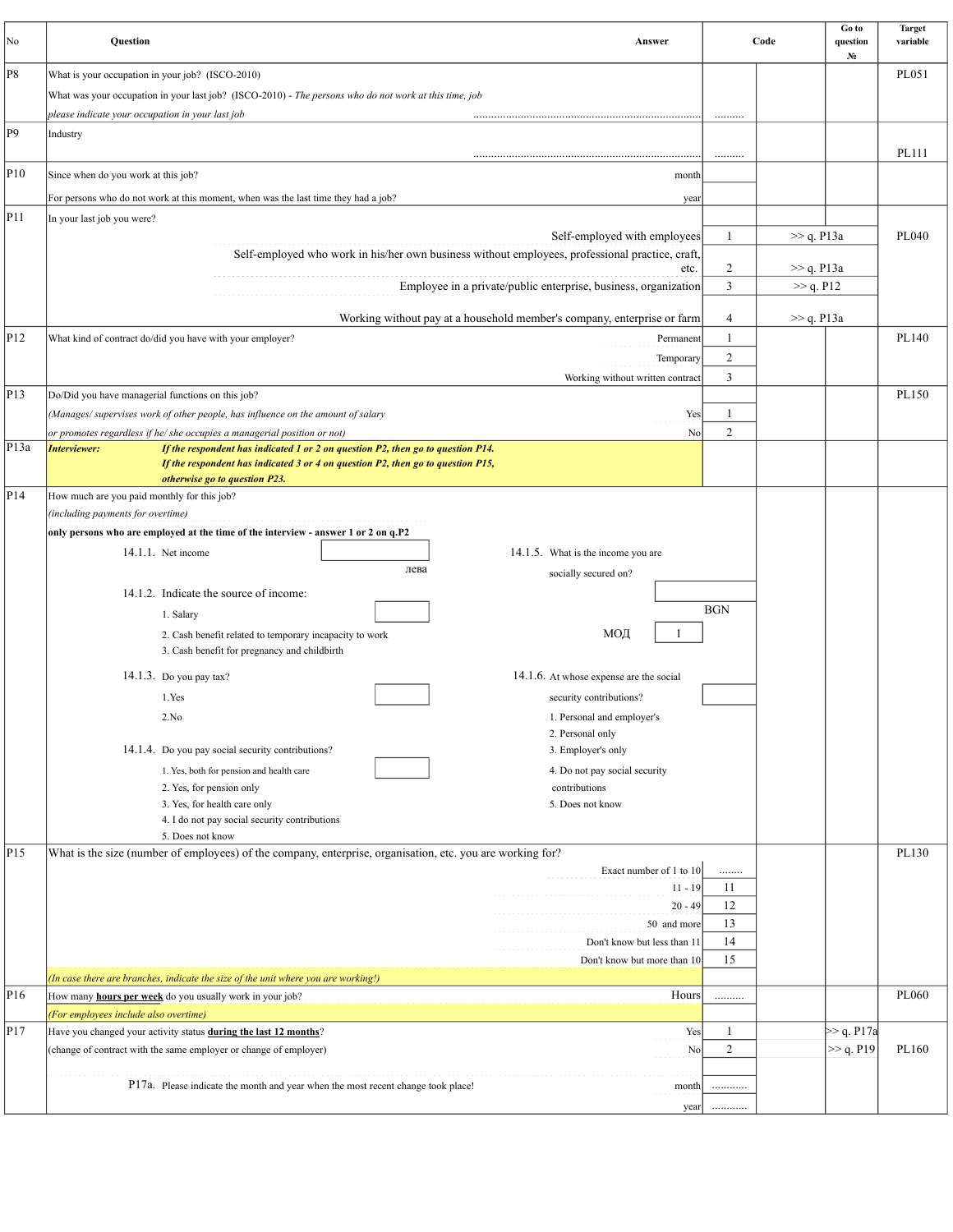| No | Question | Answer | Code | | Go to question № | Target variable |
|---|---|---|---|---|---|---|
| P8 | What is your occupation in your job? (ISCO-2010)<br>What was your occupation in your last job? (ISCO-2010) - *The persons who do not work at this time, job please indicate your occupation in your last job* | ............................................................................. | .......... | | | PL051 |
| P9 | Industry | ............................................................................. | .......... | | | PL111 |
| P10 | Since when do you work at this job?<br>For persons who do not work at this moment, when was the last time they had a job? | month<br>year | | | | |
| P11 | In your last job you were? | Self-employed with employees | 1 | >> q. P13a | | PL040 |
| | | Self-employed who work in his/her own business without employees, professional practice, craft, etc. | 2 | >> q. P13a | | |
| | | Employee in a private/public enterprise, business, organization | 3 | >> q. P12 | | |
| | | Working without pay at a household member's company, enterprise or farm | 4 | >> q. P13a | | |
| P12 | What kind of contract do/did you have with your employer? | Permanent | 1 | | | PL140 |
| | | Temporary | 2 | | | |
| | | Working without written contract | 3 | | | |
| P13 | Do/Did you have managerial functions on this job?<br>*(Manages/ supervises work of other people, has influence on the amount of salary or promotes regardless if he/ she occupies a managerial position or not)* | Yes | 1 | | | PL150 |
| | | No | 2 | | | |
| P13a | ***Interviewer:*** ***If the respondent has indicated 1 or 2 on question P2, then go to question P14. If the respondent has indicated 3 or 4 on question P2, then go to question P15, otherwise go to question P23.*** | | | | | |
| P14 | How much are you paid monthly for this job?<br>*(including payments for overtime)*<br>**only persons who are employed at the time of the interview - answer 1 or 2 on q.P2**<br>14.1.1. Net income ______ лева<br>14.1.2. Indicate the source of income: ______<br>1. Salary<br>2. Cash benefit related to temporary incapacity to work<br>3. Cash benefit for pregnancy and childbirth<br>14.1.3. Do you pay tax? ______<br>1.Yes<br>2.No<br>14.1.4. Do you pay social security contributions? ______<br>1. Yes, both for pension and health care<br>2. Yes, for pension only<br>3. Yes, for health care only<br>4. I do not pay social security contributions<br>5. Does not know | 14.1.5. What is the income you are socially secured on? ______ BGN<br>МОД 1<br>14.1.6. At whose expense are the social security contributions? ______<br>1. Personal and employer's<br>2. Personal only<br>3. Employer's only<br>4. Do not pay social security contributions<br>5. Does not know | | | | |
| P15 | What is the size (number of employees) of the company, enterprise, organisation, etc. you are working for? | Exact number of 1 to 10 | ........ | | | PL130 |
| | | 11 - 19 | 11 | | | |
| | | 20 - 49 | 12 | | | |
| | | 50 and more | 13 | | | |
| | | Don't know but less than 11 | 14 | | | |
| | | Don't know but more than 10 | 15 | | | |
| | *(In case there are branches, indicate the size of the unit where you are working!)* | | | | | |
| P16 | How many **hours per week** do you usually work in your job?<br>*(For employees include also overtime)* | Hours | .......... | | | PL060 |
| P17 | Have you changed your activity status **during the last 12 months**?<br>(change of contract with the same employer or change of employer) | Yes | 1 | | >> q. P17a | PL160 |
| | | No | 2 | | >> q. P19 | |
| | P17a. Please indicate the month and year when the most recent change took place! | month | ............ | | | |
| | | year | ............ | | | |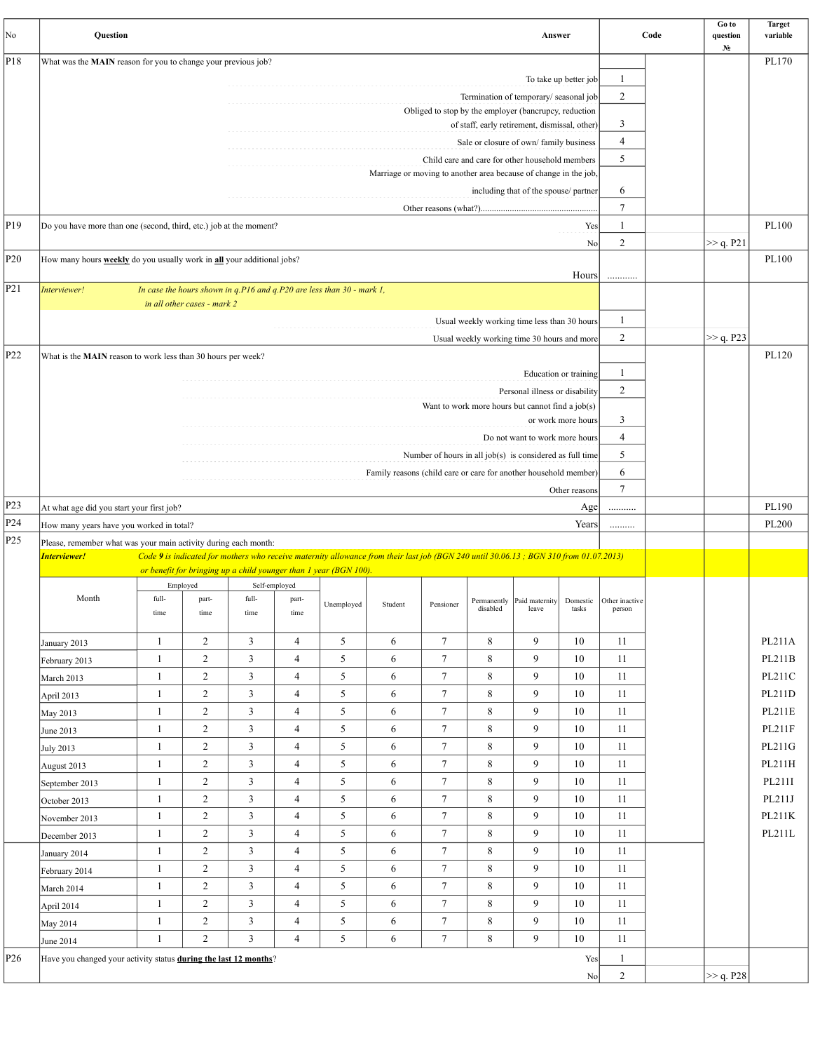| No | Question | Answer | Code | Go to question № | Target variable |
|---|---|---|---|---|---|
| P18 | What was the **MAIN** reason for you to change your previous job? | | | | PL170 |
| | | To take up better job | 1 | | |
| | | Termination of temporary/ seasonal job | 2 | | |
| | | Obliged to stop by the employer (bancrupcy, reduction of staff, early retirement, dismissal, other) | 3 | | |
| | | Sale or closure of own/ family business | 4 | | |
| | | Child care and care for other household members | 5 | | |
| | | Marriage or moving to another area because of change in the job, including that of the spouse/ partner | 6 | | |
| | | Other reasons (what?)................................................... | 7 | | |
| P19 | Do you have more than one (second, third, etc.) job at the moment? | Yes | 1 | | PL100 |
| | | No | 2 | >> q. P21 | |
| P20 | How many hours **weekly** do you usually work in **all** your additional jobs? | Hours | ............ | | PL100 |
| P21 | *Interviewer! In case the hours shown in q.P16 and q.P20 are less than 30 - mark 1, in all other cases - mark 2* | | | | |
| | | Usual weekly working time less than 30 hours | 1 | | |
| | | Usual weekly working time 30 hours and more | 2 | >> q. P23 | |
| P22 | What is the **MAIN** reason to work less than 30 hours per week? | | | | PL120 |
| | | Education or training | 1 | | |
| | | Personal illness or disability | 2 | | |
| | | Want to work more hours but cannot find a job(s) or work more hours | 3 | | |
| | | Do not want to work more hours | 4 | | |
| | | Number of hours in all job(s) is considered as full time | 5 | | |
| | | Family reasons (child care or care for another household member) | 6 | | |
| | | Other reasons | 7 | | |
| P23 | At what age did you start your first job? | Age | ........... | | PL190 |
| P24 | How many years have you worked in total? | Years | .......... | | PL200 |
| P25 | Please, remember what was your main activity during each month: | | | | |
| | ***Interviewer!*** *Code 9 is indicated for mothers who receive maternity allowance from their last job (BGN 240 until 30.06.13 ; BGN 310 from 01.07.2013) or benefit for bringing up a child younger than 1 year (BGN 100).* | | | | |

| Month | Employed full-time | Employed part-time | Self-employed full-time | Self-employed part-time | Unemployed | Student | Pensioner | Permanently disabled | Paid maternity leave | Domestic tasks | Other inactive person | Target variable |
|---|---|---|---|---|---|---|---|---|---|---|---|---|
| January 2013 | 1 | 2 | 3 | 4 | 5 | 6 | 7 | 8 | 9 | 10 | 11 | PL211A |
| February 2013 | 1 | 2 | 3 | 4 | 5 | 6 | 7 | 8 | 9 | 10 | 11 | PL211B |
| March 2013 | 1 | 2 | 3 | 4 | 5 | 6 | 7 | 8 | 9 | 10 | 11 | PL211C |
| April 2013 | 1 | 2 | 3 | 4 | 5 | 6 | 7 | 8 | 9 | 10 | 11 | PL211D |
| May 2013 | 1 | 2 | 3 | 4 | 5 | 6 | 7 | 8 | 9 | 10 | 11 | PL211E |
| June 2013 | 1 | 2 | 3 | 4 | 5 | 6 | 7 | 8 | 9 | 10 | 11 | PL211F |
| July 2013 | 1 | 2 | 3 | 4 | 5 | 6 | 7 | 8 | 9 | 10 | 11 | PL211G |
| August 2013 | 1 | 2 | 3 | 4 | 5 | 6 | 7 | 8 | 9 | 10 | 11 | PL211H |
| September 2013 | 1 | 2 | 3 | 4 | 5 | 6 | 7 | 8 | 9 | 10 | 11 | PL211I |
| October 2013 | 1 | 2 | 3 | 4 | 5 | 6 | 7 | 8 | 9 | 10 | 11 | PL211J |
| November 2013 | 1 | 2 | 3 | 4 | 5 | 6 | 7 | 8 | 9 | 10 | 11 | PL211K |
| December 2013 | 1 | 2 | 3 | 4 | 5 | 6 | 7 | 8 | 9 | 10 | 11 | PL211L |
| January 2014 | 1 | 2 | 3 | 4 | 5 | 6 | 7 | 8 | 9 | 10 | 11 | |
| February 2014 | 1 | 2 | 3 | 4 | 5 | 6 | 7 | 8 | 9 | 10 | 11 | |
| March 2014 | 1 | 2 | 3 | 4 | 5 | 6 | 7 | 8 | 9 | 10 | 11 | |
| April 2014 | 1 | 2 | 3 | 4 | 5 | 6 | 7 | 8 | 9 | 10 | 11 | |
| May 2014 | 1 | 2 | 3 | 4 | 5 | 6 | 7 | 8 | 9 | 10 | 11 | |
| June 2014 | 1 | 2 | 3 | 4 | 5 | 6 | 7 | 8 | 9 | 10 | 11 | |

| No | Question | Answer | Code | Go to question № | Target variable |
|---|---|---|---|---|---|
| P26 | Have you changed your activity status **during the last 12 months**? | Yes | 1 | | |
| | | No | 2 | >> q. P28 | |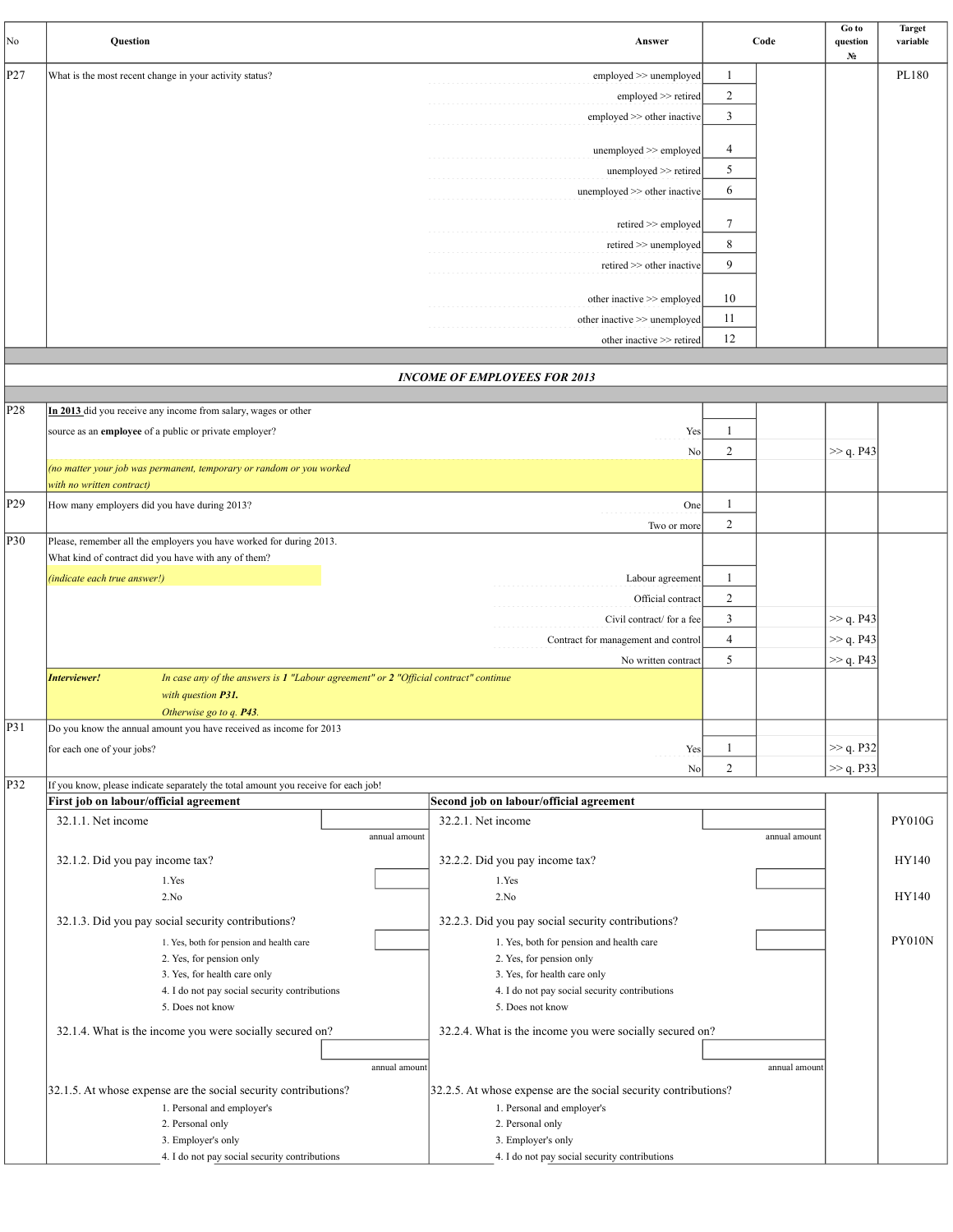| No | Question | Answer | Code | | Go to question № | Target variable |
|---|---|---|---|---|---|---|
| P27 | What is the most recent change in your activity status? | employed >> unemployed | 1 | | | PL180 |
| | | employed >> retired | 2 | | | |
| | | employed >> other inactive | 3 | | | |
| | | unemployed >> employed | 4 | | | |
| | | unemployed >> retired | 5 | | | |
| | | unemployed >> other inactive | 6 | | | |
| | | retired >> employed | 7 | | | |
| | | retired >> unemployed | 8 | | | |
| | | retired >> other inactive | 9 | | | |
| | | other inactive >> employed | 10 | | | |
| | | other inactive >> unemployed | 11 | | | |
| | | other inactive >> retired | 12 | | | |

***INCOME OF EMPLOYEES FOR 2013***

| No | Question | Answer | Code | | Go to question № | Target variable |
|---|---|---|---|---|---|---|
| P28 | In 2013 did you receive any income from salary, wages or other source as an **employee** of a public or private employer? | Yes | 1 | | | |
| | | No | 2 | | >> q. P43 | |
| | *(no matter your job was permanent, temporary or random or you worked with no written contract)* | | | | | |
| P29 | How many employers did you have during 2013? | One | 1 | | | |
| | | Two or more | 2 | | | |
| P30 | Please, remember all the employers you have worked for during 2013. What kind of contract did you have with any of them? *(indicate each true answer!)* | Labour agreement | 1 | | | |
| | | Official contract | 2 | | | |
| | | Civil contract/ for a fee | 3 | | >> q. P43 | |
| | | Contract for management and control | 4 | | >> q. P43 | |
| | | No written contract | 5 | | >> q. P43 | |
| | ***Interviewer!*** *In case any of the answers is **1** "Labour agreement" or **2** "Official contract" continue with question **P31.** Otherwise go to q. **P43**.* | | | | | |
| P31 | Do you know the annual amount you have received as income for 2013 for each one of your jobs? | Yes | 1 | | >> q. P32 | |
| | | No | 2 | | >> q. P33 | |

**P32** If you know, please indicate separately the total amount you receive for each job!

| First job on labour/official agreement | Second job on labour/official agreement | Target variable |
|---|---|---|
| 32.1.1. Net income ______ annual amount | 32.2.1. Net income ______ annual amount | PY010G |
| 32.1.2. Did you pay income tax?<br>1.Yes<br>2.No | 32.2.2. Did you pay income tax?<br>1.Yes<br>2.No | HY140<br>HY140 |
| 32.1.3. Did you pay social security contributions?<br>1. Yes, both for pension and health care<br>2. Yes, for pension only<br>3. Yes, for health care only<br>4. I do not pay social security contributions<br>5. Does not know | 32.2.3. Did you pay social security contributions?<br>1. Yes, both for pension and health care<br>2. Yes, for pension only<br>3. Yes, for health care only<br>4. I do not pay social security contributions<br>5. Does not know | PY010N |
| 32.1.4. What is the income you were socially secured on? ______ annual amount | 32.2.4. What is the income you were socially secured on? ______ annual amount | |
| 32.1.5. At whose expense are the social security contributions?<br>1. Personal and employer's<br>2. Personal only<br>3. Employer's only<br>4. I do not pay social security contributions | 32.2.5. At whose expense are the social security contributions?<br>1. Personal and employer's<br>2. Personal only<br>3. Employer's only<br>4. I do not pay social security contributions | |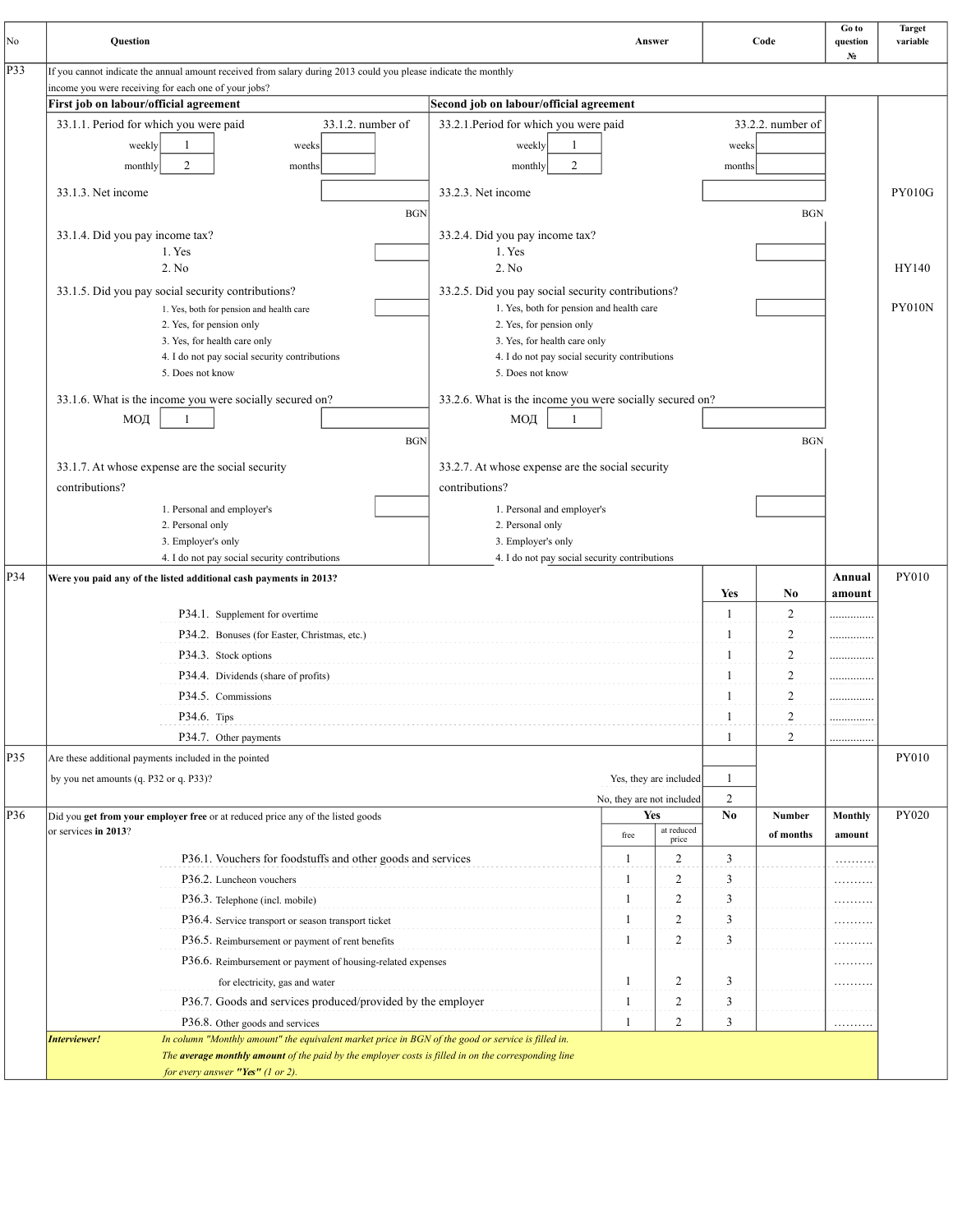| No | Question | Answer | Code | Go to question № | Target variable |
|---|---|---|---|---|---|
| P33 | If you cannot indicate the annual amount received from salary during 2013 could you please indicate the monthly income you were receiving for each one of your jobs? | | | | |

**First job on labour/official agreement**

33.1.1. Period for which you were paid: weekly 1; monthly 2

33.1.2. number of: weeks ____; months ____

33.1.3. Net income ____ BGN — PY010G

33.1.4. Did you pay income tax?
1. Yes
2. No

— HY140

33.1.5. Did you pay social security contributions? — PY010N
1. Yes, both for pension and health care
2. Yes, for pension only
3. Yes, for health care only
4. I do not pay social security contributions
5. Does not know

33.1.6. What is the income you were socially secured on?
МОД 1 ____ BGN

33.1.7. At whose expense are the social security contributions?
1. Personal and employer's
2. Personal only
3. Employer's only
4. I do not pay social security contributions

**Second job on labour/official agreement**

33.2.1. Period for which you were paid: weekly 1; monthly 2

33.2.2. number of: weeks ____; months ____

33.2.3. Net income ____ BGN

33.2.4. Did you pay income tax?
1. Yes
2. No

33.2.5. Did you pay social security contributions?
1. Yes, both for pension and health care
2. Yes, for pension only
3. Yes, for health care only
4. I do not pay social security contributions
5. Does not know

33.2.6. What is the income you were socially secured on?
МОД 1 ____ BGN

33.2.7. At whose expense are the social security contributions?
1. Personal and employer's
2. Personal only
3. Employer's only
4. I do not pay social security contributions

| No | Question | Yes | No | Annual amount | Target variable |
|---|---|---|---|---|---|
| P34 | **Were you paid any of the listed additional cash payments in 2013?** | | | | PY010 |
| | P34.1. Supplement for overtime | 1 | 2 | ............... | |
| | P34.2. Bonuses (for Easter, Christmas, etc.) | 1 | 2 | ............... | |
| | P34.3. Stock options | 1 | 2 | ............... | |
| | P34.4. Dividends (share of profits) | 1 | 2 | ............... | |
| | P34.5. Commissions | 1 | 2 | ............... | |
| | P34.6. Tips | 1 | 2 | ............... | |
| | P34.7. Other payments | 1 | 2 | ............... | |

| No | Question | Answer | Code | Target variable |
|---|---|---|---|---|
| P35 | Are these additional payments included in the pointed by you net amounts (q. P32 or q. P33)? | Yes, they are included | 1 | PY010 |
| | | No, they are not included | 2 | |

| No | Question | Yes – free | Yes – at reduced price | No | Number of months | Monthly amount | Target variable |
|---|---|---|---|---|---|---|---|
| P36 | Did you **get from your employer free** or at reduced price any of the listed goods or services **in 2013**? | | | | | | PY020 |
| | P36.1. Vouchers for foodstuffs and other goods and services | 1 | 2 | 3 | | .......... | |
| | P36.2. Luncheon vouchers | 1 | 2 | 3 | | .......... | |
| | P36.3. Telephone (incl. mobile) | 1 | 2 | 3 | | .......... | |
| | P36.4. Service transport or season transport ticket | 1 | 2 | 3 | | .......... | |
| | P36.5. Reimbursement or payment of rent benefits | 1 | 2 | 3 | | .......... | |
| | P36.6. Reimbursement or payment of housing-related expenses for electricity, gas and water | 1 | 2 | 3 | | .......... | |
| | P36.7. Goods and services produced/provided by the employer | 1 | 2 | 3 | | | |
| | P36.8. Other goods and services | 1 | 2 | 3 | | .......... | |

***Interviewer!*** *In column "Monthly amount" the equivalent market price in BGN of the good or service is filled in. The **average monthly amount** of the paid by the employer costs is filled in on the corresponding line for every answer **"Yes"** (1 or 2).*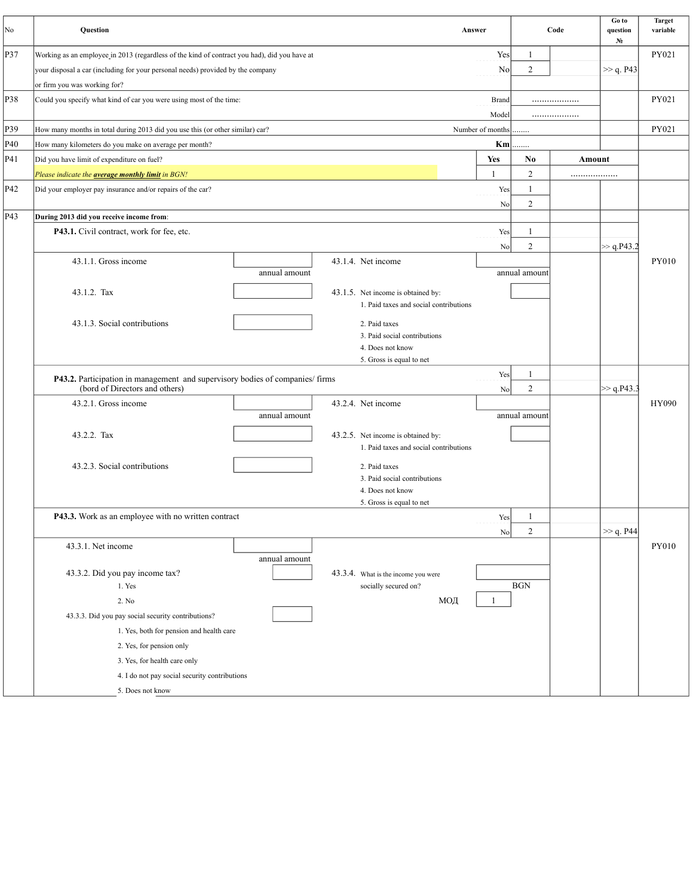| No | Question | Answer | Code | | Go to question № | Target variable |
|---|---|---|---|---|---|---|
| P37 | Working as an employee in 2013 (regardless of the kind of contract you had), did you have at your disposal a car (including for your personal needs) provided by the company or firm you was working for? | Yes | 1 | | | PY021 |
| | | No | 2 | | >> q. P43 | |
| P38 | Could you specify what kind of car you were using most of the time: | Brand | .................. | | | PY021 |
| | | Model | .................. | | | |
| P39 | How many months in total during 2013 did you use this (or other similar) car? | Number of months | ........ | | | PY021 |
| P40 | How many kilometers do you make on average per month? | **Km** | ........ | | | |
| P41 | Did you have limit of expenditure on fuel? *Please indicate the **average monthly limit** in BGN!* | **Yes** 1 | **No** 2 | **Amount** .................. | | |
| P42 | Did your employer pay insurance and/or repairs of the car? | Yes | 1 | | | |
| | | No | 2 | | | |
| P43 | **During 2013 did you receive income from**: | | | | | |
| | **P43.1.** Civil contract, work for fee, etc. | Yes | 1 | | | PY010 |
| | | No | 2 | | >> q.P43.2 | |
| | 43.1.1. Gross income [ ] annual amount; 43.1.2. Tax [ ]; 43.1.3. Social contributions [ ]; 43.1.4. Net income [ ] annual amount; 43.1.5. Net income is obtained by: [ ] 1. Paid taxes and social contributions 2. Paid taxes 3. Paid social contributions 4. Does not know 5. Gross is equal to net | | | | | |
| | **P43.2.** Participation in management and supervisory bodies of companies/ firms (bord of Directors and others) | Yes | 1 | | | HY090 |
| | | No | 2 | | >> q.P43.3 | |
| | 43.2.1. Gross income [ ] annual amount; 43.2.2. Tax [ ]; 43.2.3. Social contributions [ ]; 43.2.4. Net income [ ] annual amount; 43.2.5. Net income is obtained by: [ ] 1. Paid taxes and social contributions 2. Paid taxes 3. Paid social contributions 4. Does not know 5. Gross is equal to net | | | | | |
| | **P43.3.** Work as an employee with no written contract | Yes | 1 | | | PY010 |
| | | No | 2 | | >> q. P44 | |
| | 43.3.1. Net income [ ] annual amount; 43.3.2. Did you pay income tax? [ ] 1. Yes 2. No; 43.3.3. Did you pay social security contributions? [ ] 1. Yes, both for pension and health care 2. Yes, for pension only 3. Yes, for health care only 4. I do not pay social security contributions 5. Does not know; 43.3.4. What is the income you were socially secured on? [ ] BGN; МОД [1] | | | | | |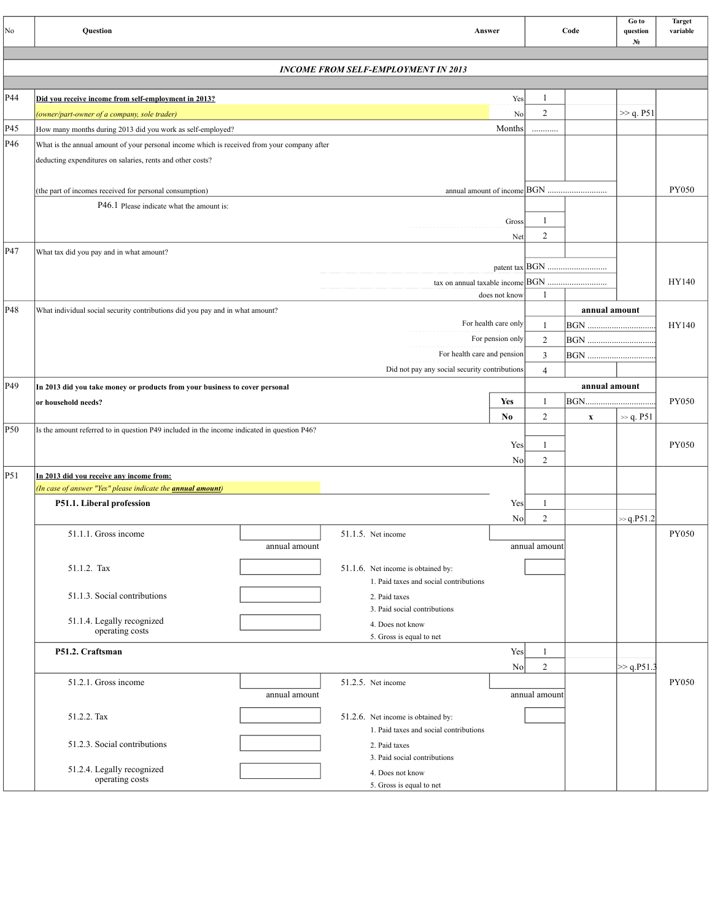| No | Question | Answer | Code | | Go to question № | Target variable |
|---|---|---|---|---|---|---|
| | **INCOME FROM SELF-EMPLOYMENT IN 2013** | | | | | |
| P44 | **Did you receive income from self-employment in 2013?** *(owner/part-owner of a company, sole trader)* | Yes | 1 | | | |
| | | No | 2 | | >> q. P51 | |
| P45 | How many months during 2013 did you work as self-employed? | Months | ........... | | | |
| P46 | What is the annual amount of your personal income which is received from your company after deducting expenditures on salaries, rents and other costs? (the part of incomes received for personal consumption) | annual amount of income | BGN ........................... | | | PY050 |
| | P46.1 Please indicate what the amount is: | Gross | 1 | | | |
| | | Net | 2 | | | |
| P47 | What tax did you pay and in what amount? | patent tax | BGN ........................... | | | HY140 |
| | | tax on annual taxable income | BGN ........................... | | | |
| | | does not know | 1 | | | |
| P48 | What individual social security contributions did you pay and in what amount? | | | annual amount | | HY140 |
| | | For health care only | 1 | BGN ............................... | | |
| | | For pension only | 2 | BGN ............................... | | |
| | | For health care and pension | 3 | BGN ............................... | | |
| | | Did not pay any social security contributions | 4 | | | |
| P49 | **In 2013 did you take money or products from your business to cover personal or household needs?** | | | annual amount | | PY050 |
| | | **Yes** | 1 | BGN................................ | | |
| | | **No** | 2 | x | >> q. P51 | |
| P50 | Is the amount referred to in question P49 included in the income indicated in question P46? | Yes | 1 | | | PY050 |
| | | No | 2 | | | |
| P51 | **In 2013 did you receive any income from:** *(In case of answer "Yes" please indicate the **annual amount**)* | | | | | |
| | **P51.1. Liberal profession** | Yes | 1 | | | |
| | | No | 2 | | >> q.P51.2 | |
| | 51.1.1. Gross income ______ annual amount; 51.1.5. Net income ______ annual amount | | | | | PY050 |
| | 51.1.2. Tax ______; 51.1.6. Net income is obtained by: ______ 1. Paid taxes and social contributions | | | | | |
| | 51.1.3. Social contributions ______; 2. Paid taxes; 3. Paid social contributions | | | | | |
| | 51.1.4. Legally recognized operating costs ______; 4. Does not know; 5. Gross is equal to net | | | | | |
| | **P51.2. Craftsman** | Yes | 1 | | | |
| | | No | 2 | | >> q.P51.3 | |
| | 51.2.1. Gross income ______ annual amount; 51.2.5. Net income ______ annual amount | | | | | PY050 |
| | 51.2.2. Tax ______; 51.2.6. Net income is obtained by: ______ 1. Paid taxes and social contributions | | | | | |
| | 51.2.3. Social contributions ______; 2. Paid taxes; 3. Paid social contributions | | | | | |
| | 51.2.4. Legally recognized operating costs ______; 4. Does not know; 5. Gross is equal to net | | | | | |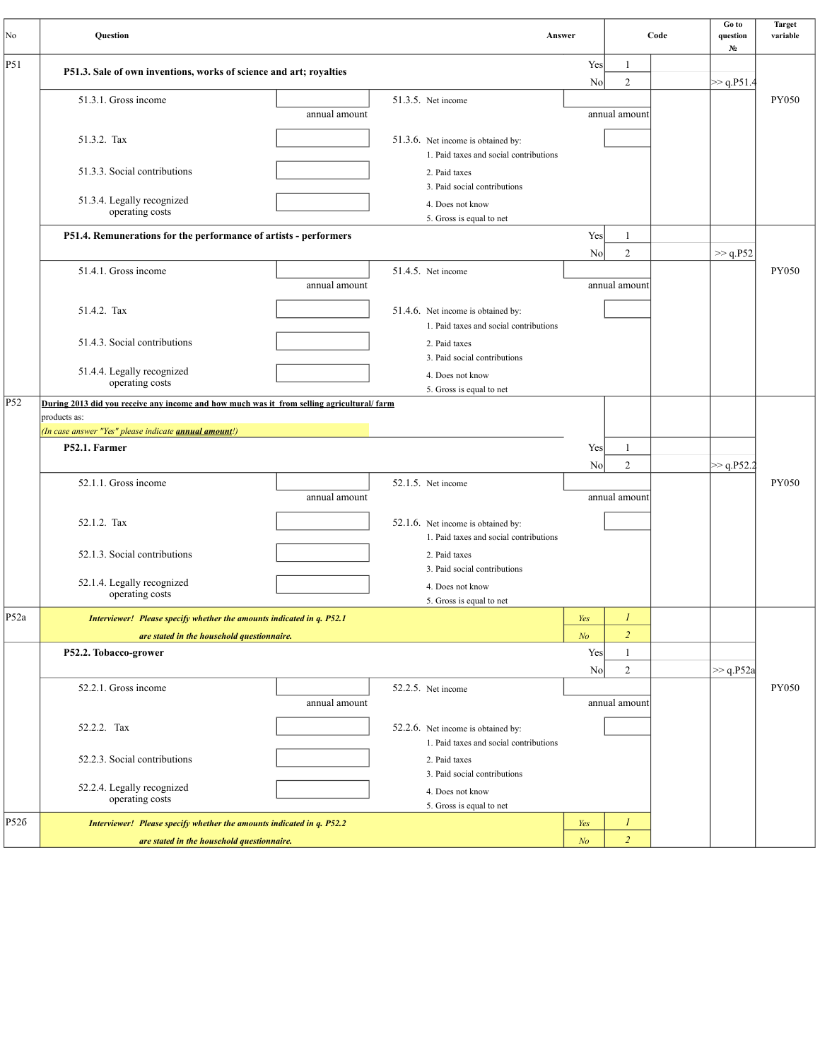| No | Question | Answer | Code | | Go to question № | Target variable |
|---|---|---|---|---|---|---|
| P51 | **P51.3. Sale of own inventions, works of science and art; royalties** | Yes | 1 | | | |
| | | No | 2 | | >> q.P51.4 | |
| | 51.3.1. Gross income ______ annual amount; 51.3.2. Tax ______; 51.3.3. Social contributions ______; 51.3.4. Legally recognized operating costs ______ | 51.3.5. Net income ______ annual amount; 51.3.6. Net income is obtained by: 1. Paid taxes and social contributions 2. Paid taxes 3. Paid social contributions 4. Does not know 5. Gross is equal to net | | | | PY050 |
| | **P51.4. Remunerations for the performance of artists - performers** | Yes | 1 | | | |
| | | No | 2 | | >> q.P52 | |
| | 51.4.1. Gross income ______ annual amount; 51.4.2. Tax ______; 51.4.3. Social contributions ______; 51.4.4. Legally recognized operating costs ______ | 51.4.5. Net income ______ annual amount; 51.4.6. Net income is obtained by: 1. Paid taxes and social contributions 2. Paid taxes 3. Paid social contributions 4. Does not know 5. Gross is equal to net | | | | PY050 |
| P52 | <u>During 2013 did you receive any income and how much was it from selling agricultural/ farm</u> products as: *(In case answer "Yes" please indicate **<u>annual amount</u>**!)* | | | | | |
| | **P52.1. Farmer** | Yes | 1 | | | |
| | | No | 2 | | >> q.P52.2 | |
| | 52.1.1. Gross income ______ annual amount; 52.1.2. Tax ______; 52.1.3. Social contributions ______; 52.1.4. Legally recognized operating costs ______ | 52.1.5. Net income ______ annual amount; 52.1.6. Net income is obtained by: 1. Paid taxes and social contributions 2. Paid taxes 3. Paid social contributions 4. Does not know 5. Gross is equal to net | | | | PY050 |
| P52a | ***Interviewer! Please specify whether the amounts indicated in q. P52.1 are stated in the household questionnaire.*** | *Yes* | *1* | | | |
| | | *No* | *2* | | | |
| | **P52.2. Tobacco-grower** | Yes | 1 | | | |
| | | No | 2 | | >> q.P52a | |
| | 52.2.1. Gross income ______ annual amount; 52.2.2. Tax ______; 52.2.3. Social contributions ______; 52.2.4. Legally recognized operating costs ______ | 52.2.5. Net income ______ annual amount; 52.2.6. Net income is obtained by: 1. Paid taxes and social contributions 2. Paid taxes 3. Paid social contributions 4. Does not know 5. Gross is equal to net | | | | PY050 |
| P52б | ***Interviewer! Please specify whether the amounts indicated in q. P52.2 are stated in the household questionnaire.*** | *Yes* | *1* | | | |
| | | *No* | *2* | | | |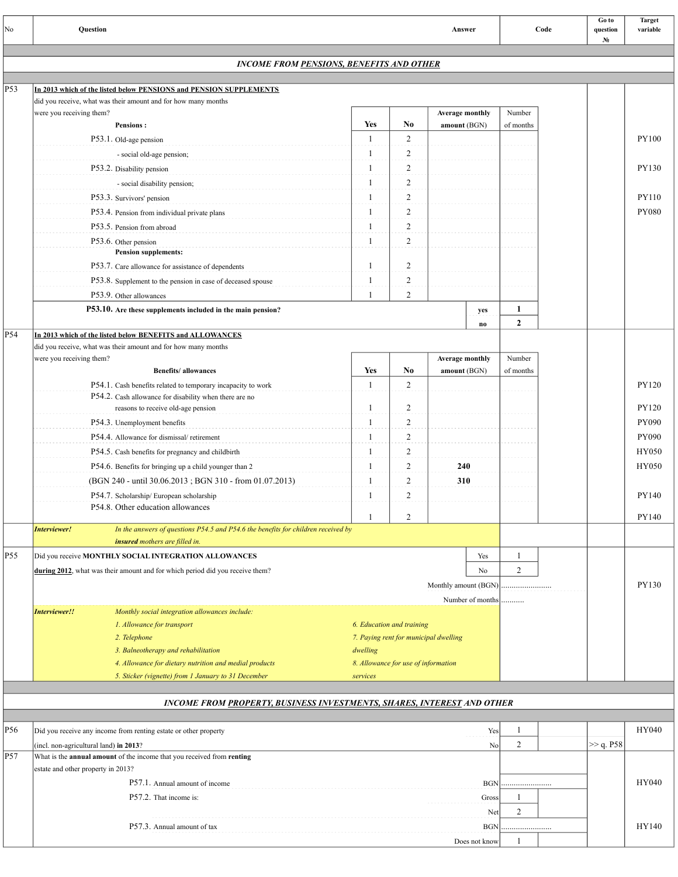| No | Question | Answer | Code | Go to question № | Target variable |
|---|---|---|---|---|---|

### *INCOME FROM PENSIONS, BENEFITS AND OTHER*

**P53** **In 2013 which of the listed below PENSIONS and PENSION SUPPLEMENTS** did you receive, what was their amount and for how many months were you receiving them?

| Pensions : | Yes | No | Average monthly amount (BGN) | Number of months | Target variable |
|---|---|---|---|---|---|
| P53.1. Old-age pension | 1 | 2 | | | PY100 |
| - social old-age pension; | 1 | 2 | | | |
| P53.2. Disability pension | 1 | 2 | | | PY130 |
| - social disability pension; | 1 | 2 | | | |
| P53.3. Survivors' pension | 1 | 2 | | | PY110 |
| P53.4. Pension from individual private plans | 1 | 2 | | | PY080 |
| P53.5. Pension from abroad | 1 | 2 | | | |
| P53.6. Other pension | 1 | 2 | | | |
| **Pension supplements:** | | | | | |
| P53.7. Care allowance for assistance of dependents | 1 | 2 | | | |
| P53.8. Supplement to the pension in case of deceased spouse | 1 | 2 | | | |
| P53.9. Other allowances | 1 | 2 | | | |

**P53.10. Are these supplements included in the main pension?**

| | Code |
|---|---|
| yes | 1 |
| no | 2 |

**P54** **In 2013 which of the listed below BENEFITS and ALLOWANCES** did you receive, what was their amount and for how many months were you receiving them?

| Benefits/ allowances | Yes | No | Average monthly amount (BGN) | Number of months | Target variable |
|---|---|---|---|---|---|
| P54.1. Cash benefits related to temporary incapacity to work | 1 | 2 | | | PY120 |
| P54.2. Cash allowance for disability when there are no reasons to receive old-age pension | 1 | 2 | | | PY120 |
| P54.3. Unemployment benefits | 1 | 2 | | | PY090 |
| P54.4. Allowance for dismissal/ retirement | 1 | 2 | | | PY090 |
| P54.5. Cash benefits for pregnancy and childbirth | 1 | 2 | | | HY050 |
| P54.6. Benefits for bringing up a child younger than 2 | 1 | 2 | 240 | | HY050 |
| (BGN 240 - until 30.06.2013 ; BGN 310 - from 01.07.2013) | 1 | 2 | 310 | | |
| P54.7. Scholarship/ European scholarship | 1 | 2 | | | PY140 |
| P54.8. Other education allowances | 1 | 2 | | | PY140 |

***Interviewer!*** *In the answers of questions P54.5 and P54.6 the benefits for children received by **insured** mothers are filled in.*

**P55** Did you receive **MONTHLY SOCIAL INTEGRATION ALLOWANCES** **during 2012**, what was their amount and for which period did you receive them?

| | Code | Target variable |
|---|---|---|
| Yes | 1 | |
| No | 2 | |
| Monthly amount (BGN) ........................ | | PY130 |
| Number of months ........... | | |

***Interviewer!!*** *Monthly social integration allowances include:*

*1. Allowance for transport*
*2. Telephone*
*3. Balneotherapy and rehabilitation*
*4. Allowance for dietary nutrition and medial products*
*5. Sticker (vignette) from 1 January to 31 December*
*6. Education and training*
*7. Paying rent for municipal dwelling dwelling*
*8. Allowance for use of information services*

### *INCOME FROM PROPERTY, BUSINESS INVESTMENTS, SHARES, INTEREST AND OTHER*

**P56** Did you receive any income from renting estate or other property (incl. non-agricultural land) **in 2013**?

| | Code | Go to question № | Target variable |
|---|---|---|---|
| Yes | 1 | | HY040 |
| No | 2 | >> q. P58 | |

**P57** What is the **annual amount** of the income that you received from **renting** estate and other property in 2013?

| | | Code | Target variable |
|---|---|---|---|
| P57.1. Annual amount of income | BGN | ........................ | HY040 |
| P57.2. That income is: | Gross | 1 | |
| | Net | 2 | |
| P57.3. Annual amount of tax | BGN | ........................ | HY140 |
| | Does not know | 1 | |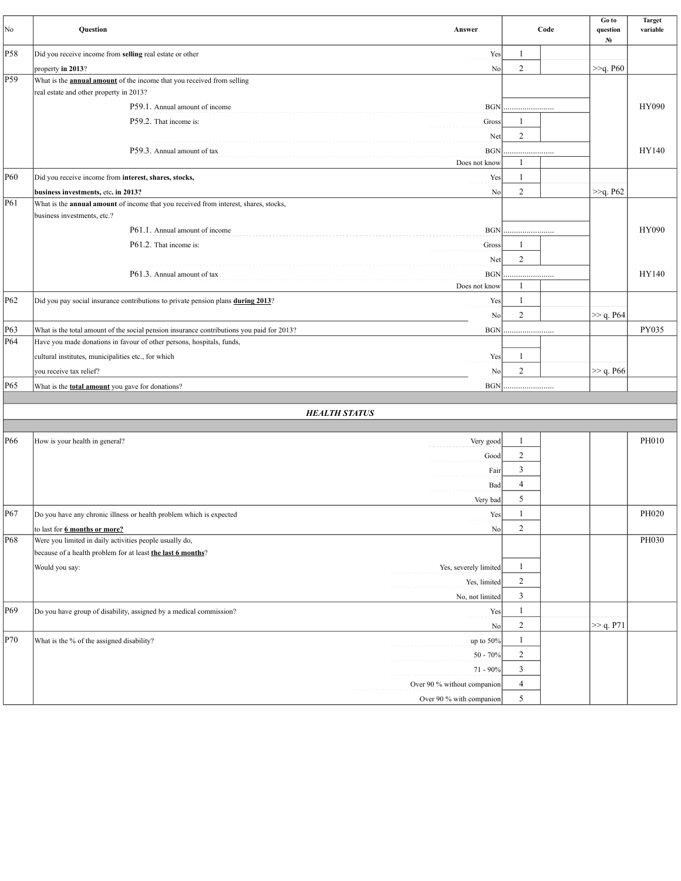| No | Question | Answer | Code | | Go to question № | Target variable |
|---|---|---|---|---|---|---|
| P58 | Did you receive income from **selling** real estate or other property **in 2013**? | Yes | 1 | | | |
| | | No | 2 | | >>q. P60 | |
| P59 | What is the **annual amount** of the income that you received from selling real estate and other property in 2013? | | | | | |
| | P59.1. Annual amount of income | BGN | ........................ | | | HY090 |
| | P59.2. That income is: | Gross | 1 | | | |
| | | Net | 2 | | | |
| | P59.3. Annual amount of tax | BGN | ........................ | | | HY140 |
| | | Does not know | 1 | | | |
| P60 | Did you receive income from **interest, shares, stocks, business investments, etc. in 2013?** | Yes | 1 | | | |
| | | No | 2 | | >>q. P62 | |
| P61 | What is the **annual amount** of income that you received from interest, shares, stocks, business investments, etc.? | | | | | |
| | P61.1. Annual amount of income | BGN | ........................ | | | HY090 |
| | P61.2. That income is: | Gross | 1 | | | |
| | | Net | 2 | | | |
| | P61.3. Annual amount of tax | BGN | ........................ | | | HY140 |
| | | Does not know | 1 | | | |
| P62 | Did you pay social insurance contributions to private pension plans **during 2013**? | Yes | 1 | | | |
| | | No | 2 | | >> q. P64 | |
| P63 | What is the total amount of the social pension insurance contributions you paid for 2013? | BGN | ........................ | | | PY035 |
| P64 | Have you made donations in favour of other persons, hospitals, funds, cultural institutes, municipalities etc., for which you receive tax relief? | Yes | 1 | | | |
| | | No | 2 | | >> q. P66 | |
| P65 | What is the **total amount** you gave for donations? | BGN | ........................ | | | |
| | ***HEALTH STATUS*** | | | | | |
| P66 | How is your health in general? | Very good | 1 | | | PH010 |
| | | Good | 2 | | | |
| | | Fair | 3 | | | |
| | | Bad | 4 | | | |
| | | Very bad | 5 | | | |
| P67 | Do you have any chronic illness or health problem which is expected to last for **6 months or more?** | Yes | 1 | | | PH020 |
| | | No | 2 | | | |
| P68 | Were you limited in daily activities people usually do, because of a health problem for at least **the last 6 months**? Would you say: | | | | | PH030 |
| | | Yes, severely limited | 1 | | | |
| | | Yes, limited | 2 | | | |
| | | No, not limited | 3 | | | |
| P69 | Do you have group of disability, assigned by a medical commission? | Yes | 1 | | | |
| | | No | 2 | | >> q. P71 | |
| P70 | What is the % of the assigned disability? | up to 50% | 1 | | | |
| | | 50 - 70% | 2 | | | |
| | | 71 - 90% | 3 | | | |
| | | Over 90 % without companion | 4 | | | |
| | | Over 90 % with companion | 5 | | | |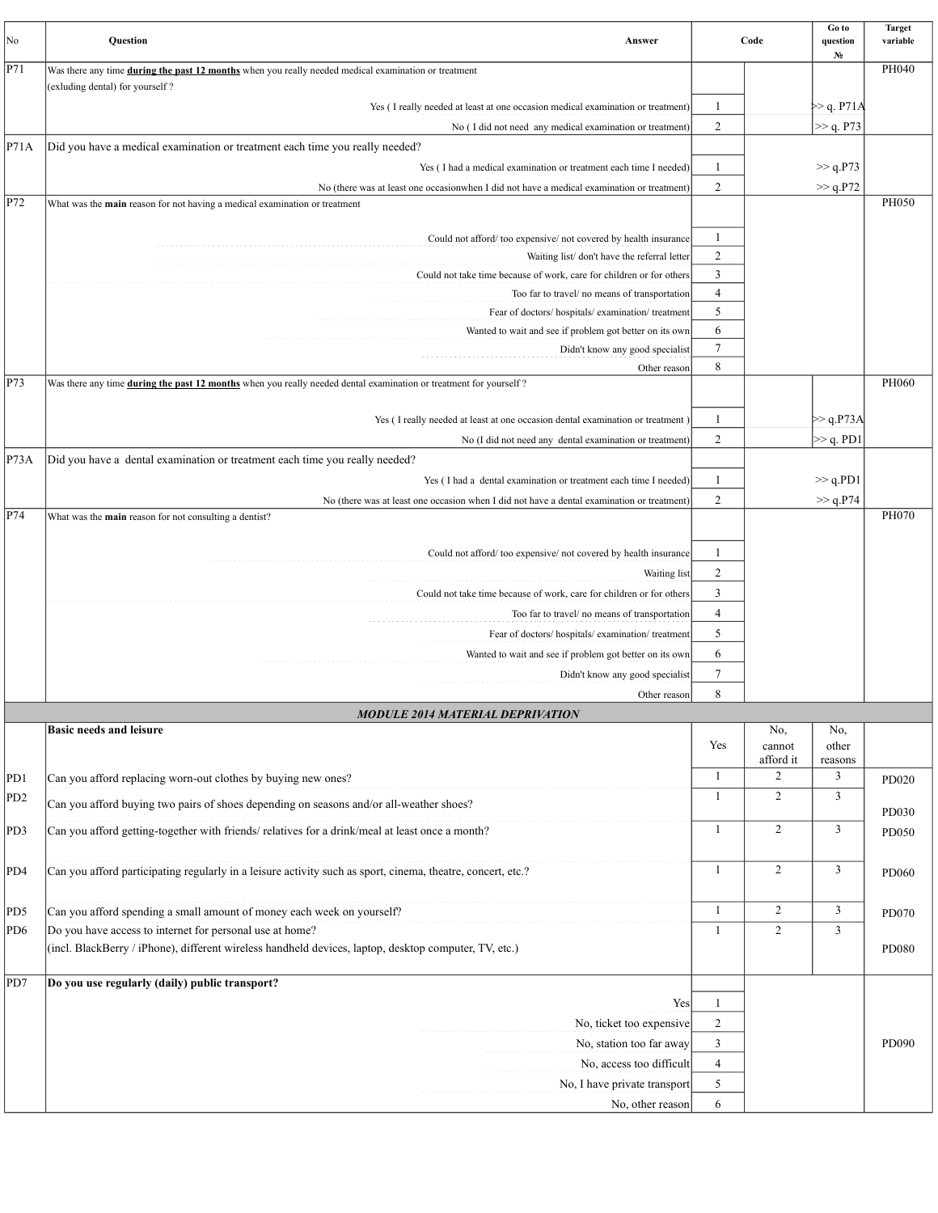| No | Question | Answer | Code | | Go to question № | Target variable |
|---|---|---|---|---|---|---|
| P71 | Was there any time **during the past 12 months** when you really needed medical examination or treatment (exluding dental) for yourself ? | | | | | PH040 |
| | | Yes ( I really needed at least at one occasion medical examination or treatment) | 1 | | >> q. P71A | |
| | | No ( I did not need any medical examination or treatment) | 2 | | >> q. P73 | |
| P71A | Did you have a medical examination or treatment each time you really needed? | | | | | |
| | | Yes ( I had a medical examination or treatment each time I needed) | 1 | | >> q.P73 | |
| | | No (there was at least one occasionwhen I did not have a medical examination or treatment) | 2 | | >> q.P72 | |
| P72 | What was the **main** reason for not having a medical examination or treatment | | | | | PH050 |
| | | Could not afford/ too expensive/ not covered by health insurance | 1 | | | |
| | | Waiting list/ don't have the referral letter | 2 | | | |
| | | Could not take time because of work, care for children or for others | 3 | | | |
| | | Too far to travel/ no means of transportation | 4 | | | |
| | | Fear of doctors/ hospitals/ examination/ treatment | 5 | | | |
| | | Wanted to wait and see if problem got better on its own | 6 | | | |
| | | Didn't know any good specialist | 7 | | | |
| | | Other reason | 8 | | | |
| P73 | Was there any time **during the past 12 months** when you really needed dental examination or treatment for yourself ? | | | | | PH060 |
| | | Yes ( I really needed at least at one occasion dental examination or treatment ) | 1 | | >> q.P73A | |
| | | No (I did not need any dental examination or treatment) | 2 | | >> q. PD1 | |
| P73A | Did you have a dental examination or treatment each time you really needed? | | | | | |
| | | Yes ( I had a dental examination or treatment each time I needed) | 1 | | >> q.PD1 | |
| | | No (there was at least one occasion when I did not have a dental examination or treatment) | 2 | | >> q.P74 | |
| P74 | What was the **main** reason for not consulting a dentist? | | | | | PH070 |
| | | Could not afford/ too expensive/ not covered by health insurance | 1 | | | |
| | | Waiting list | 2 | | | |
| | | Could not take time because of work, care for children or for others | 3 | | | |
| | | Too far to travel/ no means of transportation | 4 | | | |
| | | Fear of doctors/ hospitals/ examination/ treatment | 5 | | | |
| | | Wanted to wait and see if problem got better on its own | 6 | | | |
| | | Didn't know any good specialist | 7 | | | |
| | | Other reason | 8 | | | |
| | ***MODULE 2014 MATERIAL DEPRIVATION*** | | | | | |
| | **Basic needs and leisure** | | Yes | No, cannot afford it | No, other reasons | |
| PD1 | Can you afford replacing worn-out clothes by buying new ones? | | 1 | 2 | 3 | PD020 |
| PD2 | Can you afford buying two pairs of shoes depending on seasons and/or all-weather shoes? | | 1 | 2 | 3 | PD030 |
| PD3 | Can you afford getting-together with friends/ relatives for a drink/meal at least once a month? | | 1 | 2 | 3 | PD050 |
| PD4 | Can you afford participating regularly in a leisure activity such as sport, cinema, theatre, concert, etc.? | | 1 | 2 | 3 | PD060 |
| PD5 | Can you afford spending a small amount of money each week on yourself? | | 1 | 2 | 3 | PD070 |
| PD6 | Do you have access to internet for personal use at home? (incl. BlackBerry / iPhone), different wireless handheld devices, laptop, desktop computer, TV, etc.) | | 1 | 2 | 3 | PD080 |
| PD7 | **Do you use regularly (daily) public transport?** | | | | | PD090 |
| | | Yes | 1 | | | |
| | | No, ticket too expensive | 2 | | | |
| | | No, station too far away | 3 | | | |
| | | No, access too difficult | 4 | | | |
| | | No, I have private transport | 5 | | | |
| | | No, other reason | 6 | | | |